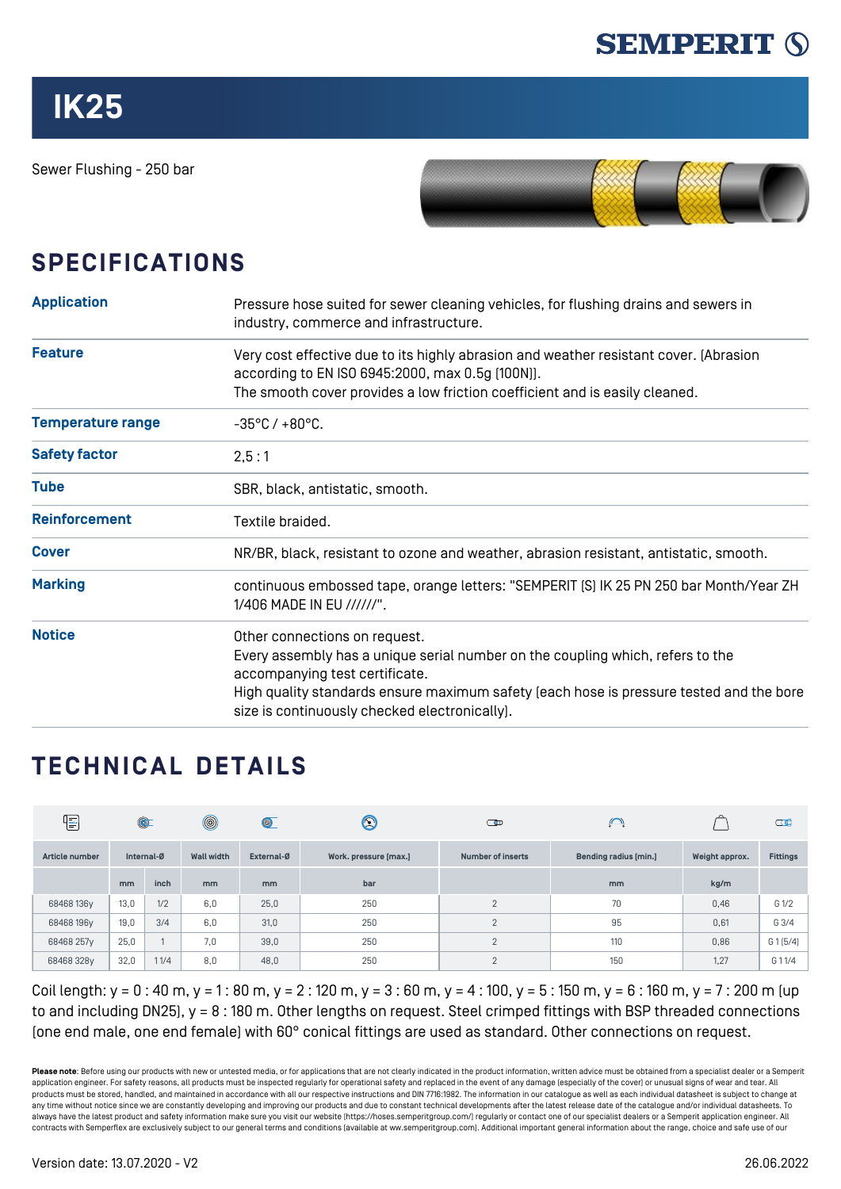SEMPERIT

# IK25

Sewer Flushing - 250 bar

## SPECIFICATIONS

| | |
|---|---|
| **Application** | Pressure hose suited for sewer cleaning vehicles, for flushing drains and sewers in industry, commerce and infrastructure. |
| **Feature** | Very cost effective due to its highly abrasion and weather resistant cover. (Abrasion according to EN ISO 6945:2000, max 0.5g (100N)).<br>The smooth cover provides a low friction coefficient and is easily cleaned. |
| **Temperature range** | -35°C / +80°C. |
| **Safety factor** | 2,5 : 1 |
| **Tube** | SBR, black, antistatic, smooth. |
| **Reinforcement** | Textile braided. |
| **Cover** | NR/BR, black, resistant to ozone and weather, abrasion resistant, antistatic, smooth. |
| **Marking** | continuous embossed tape, orange letters: "SEMPERIT (S) IK 25 PN 250 bar Month/Year ZH 1/406 MADE IN EU //////". |
| **Notice** | Other connections on request.<br>Every assembly has a unique serial number on the coupling which, refers to the accompanying test certificate.<br>High quality standards ensure maximum safety (each hose is pressure tested and the bore size is continuously checked electronically). |

## TECHNICAL DETAILS

| Article number | Internal-Ø | | Wall width | External-Ø | Work. pressure (max.) | Number of inserts | Bending radius (min.) | Weight approx. | Fittings |
|---|---|---|---|---|---|---|---|---|---|
| | mm | inch | mm | mm | bar | | mm | kg/m | |
| 68468 136y | 13,0 | 1/2 | 6,0 | 25,0 | 250 | 2 | 70 | 0,46 | G 1/2 |
| 68468 196y | 19,0 | 3/4 | 6,0 | 31,0 | 250 | 2 | 95 | 0,61 | G 3/4 |
| 68468 257y | 25,0 | 1 | 7,0 | 39,0 | 250 | 2 | 110 | 0,86 | G 1 (5/4) |
| 68468 328y | 32,0 | 1 1/4 | 8,0 | 48,0 | 250 | 2 | 150 | 1,27 | G 1 1/4 |

Coil length: y = 0 : 40 m, y = 1 : 80 m, y = 2 : 120 m, y = 3 : 60 m, y = 4 : 100, y = 5 : 150 m, y = 6 : 160 m, y = 7 : 200 m (up to and including DN25), y = 8 : 180 m. Other lengths on request. Steel crimped fittings with BSP threaded connections (one end male, one end female) with 60° conical fittings are used as standard. Other connections on request.

**Please note**: Before using our products with new or untested media, or for applications that are not clearly indicated in the product information, written advice must be obtained from a specialist dealer or a Semperit application engineer. For safety reasons, all products must be inspected regularly for operational safety and replaced in the event of any damage (especially of the cover) or unusual signs of wear and tear. All products must be stored, handled, and maintained in accordance with all our respective instructions and DIN 7716:1982. The information in our catalogue as well as each individual datasheet is subject to change at any time without notice since we are constantly developing and improving our products and due to constant technical developments after the latest release date of the catalogue and/or individual datasheets. To always have the latest product and safety information make sure you visit our website (https://hoses.semperitgroup.com/) regularly or contact one of our specialist dealers or a Semperit application engineer. All contracts with Semperflex are exclusively subject to our general terms and conditions (available at ww.semperitgroup.com). Additional important general information about the range, choice and safe use of our

Version date: 13.07.2020 - V2

26.06.2022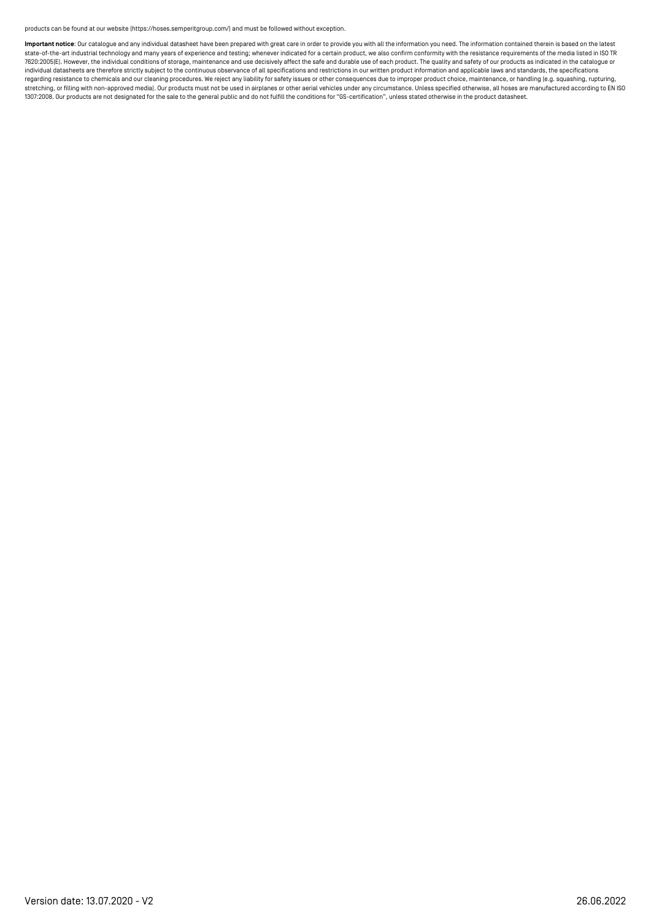products can be found at our website (https://hoses.semperitgroup.com/) and must be followed without exception.

**Important notice**: Our catalogue and any individual datasheet have been prepared with great care in order to provide you with all the information you need. The information contained therein is based on the latest state-of-the-art industrial technology and many years of experience and testing; whenever indicated for a certain product, we also confirm conformity with the resistance requirements of the media listed in ISO TR 7620:2005(E). However, the individual conditions of storage, maintenance and use decisively affect the safe and durable use of each product. The quality and safety of our products as indicated in the catalogue or individual datasheets are therefore strictly subject to the continuous observance of all specifications and restrictions in our written product information and applicable laws and standards, the specifications regarding resistance to chemicals and our cleaning procedures. We reject any liability for safety issues or other consequences due to improper product choice, maintenance, or handling (e.g. squashing, rupturing, stretching, or filling with non-approved media). Our products must not be used in airplanes or other aerial vehicles under any circumstance. Unless specified otherwise, all hoses are manufactured according to EN ISO 1307:2008. Our products are not designated for the sale to the general public and do not fulfill the conditions for "GS-certification", unless stated otherwise in the product datasheet.

Version date: 13.07.2020 - V2

26.06.2022